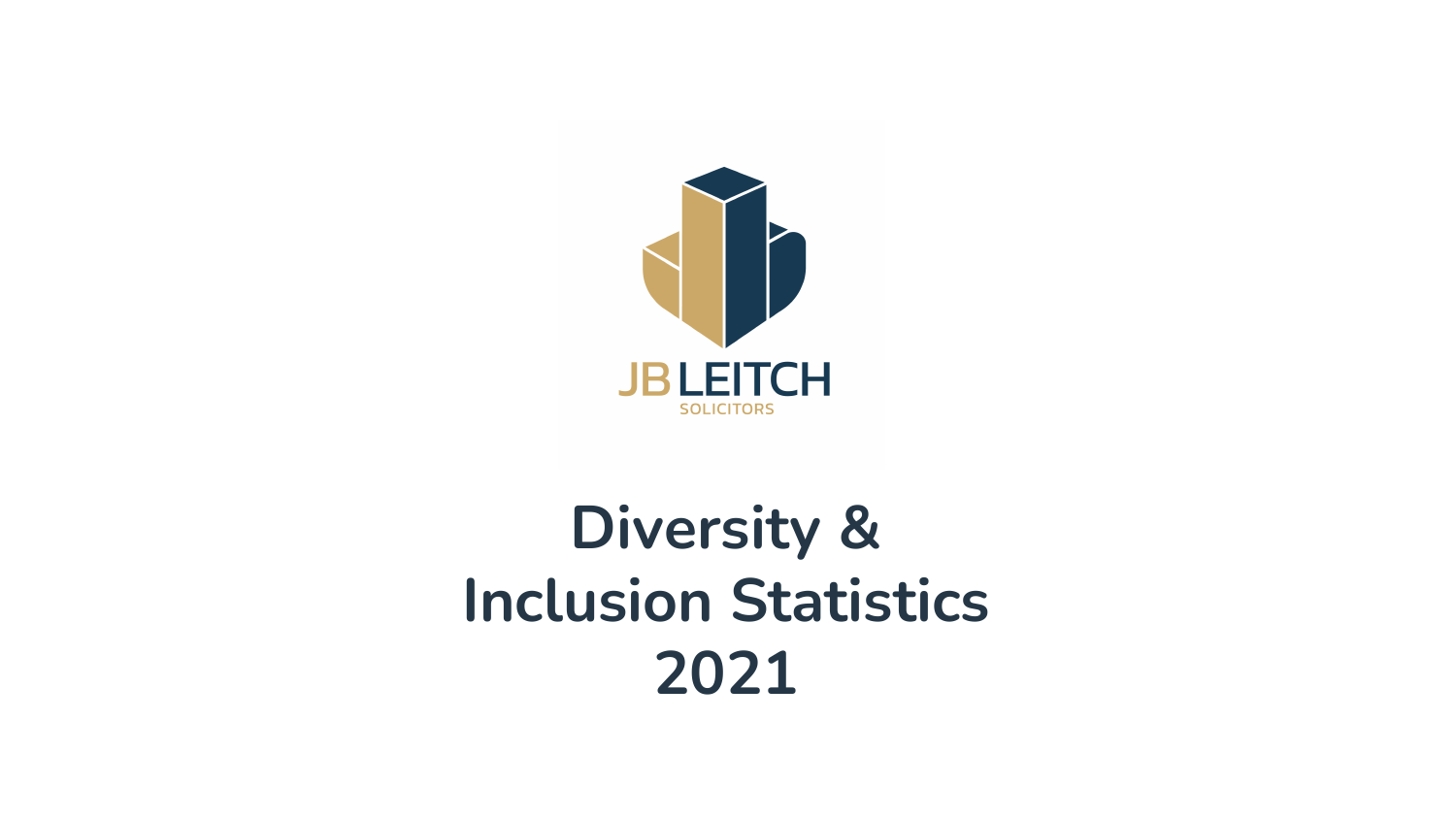JB LEITCH

SOLICITORS

# Diversity & Inclusion Statistics 2021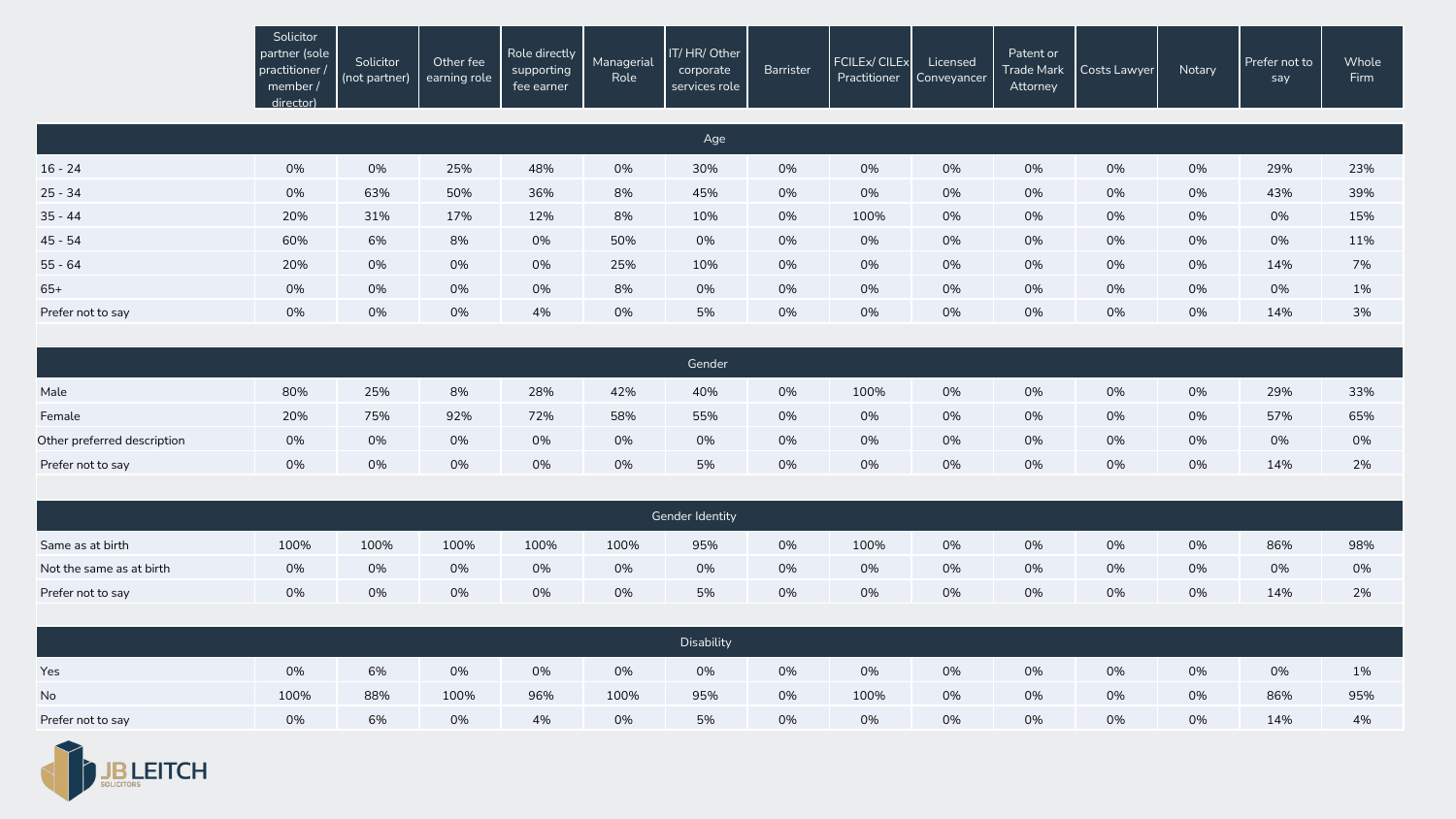| | Solicitor partner (sole practitioner / member / director) | Solicitor (not partner) | Other fee earning role | Role directly supporting fee earner | Managerial Role | IT/ HR/ Other corporate services role | Barrister | FCILEx/ CILEx Practitioner | Licensed Conveyancer | Patent or Trade Mark Attorney | Costs Lawyer | Notary | Prefer not to say | Whole Firm |
|---|---|---|---|---|---|---|---|---|---|---|---|---|---|---|
| **Age** | | | | | | | | | | | | | | |
| 16 - 24 | 0% | 0% | 25% | 48% | 0% | 30% | 0% | 0% | 0% | 0% | 0% | 0% | 29% | 23% |
| 25 - 34 | 0% | 63% | 50% | 36% | 8% | 45% | 0% | 0% | 0% | 0% | 0% | 0% | 43% | 39% |
| 35 - 44 | 20% | 31% | 17% | 12% | 8% | 10% | 0% | 100% | 0% | 0% | 0% | 0% | 0% | 15% |
| 45 - 54 | 60% | 6% | 8% | 0% | 50% | 0% | 0% | 0% | 0% | 0% | 0% | 0% | 0% | 11% |
| 55 - 64 | 20% | 0% | 0% | 0% | 25% | 10% | 0% | 0% | 0% | 0% | 0% | 0% | 14% | 7% |
| 65+ | 0% | 0% | 0% | 0% | 8% | 0% | 0% | 0% | 0% | 0% | 0% | 0% | 0% | 1% |
| Prefer not to say | 0% | 0% | 0% | 4% | 0% | 5% | 0% | 0% | 0% | 0% | 0% | 0% | 14% | 3% |
| **Gender** | | | | | | | | | | | | | | |
| Male | 80% | 25% | 8% | 28% | 42% | 40% | 0% | 100% | 0% | 0% | 0% | 0% | 29% | 33% |
| Female | 20% | 75% | 92% | 72% | 58% | 55% | 0% | 0% | 0% | 0% | 0% | 0% | 57% | 65% |
| Other preferred description | 0% | 0% | 0% | 0% | 0% | 0% | 0% | 0% | 0% | 0% | 0% | 0% | 0% | 0% |
| Prefer not to say | 0% | 0% | 0% | 0% | 0% | 5% | 0% | 0% | 0% | 0% | 0% | 0% | 14% | 2% |
| **Gender Identity** | | | | | | | | | | | | | | |
| Same as at birth | 100% | 100% | 100% | 100% | 100% | 95% | 0% | 100% | 0% | 0% | 0% | 0% | 86% | 98% |
| Not the same as at birth | 0% | 0% | 0% | 0% | 0% | 0% | 0% | 0% | 0% | 0% | 0% | 0% | 0% | 0% |
| Prefer not to say | 0% | 0% | 0% | 0% | 0% | 5% | 0% | 0% | 0% | 0% | 0% | 0% | 14% | 2% |
| **Disability** | | | | | | | | | | | | | | |
| Yes | 0% | 6% | 0% | 0% | 0% | 0% | 0% | 0% | 0% | 0% | 0% | 0% | 0% | 1% |
| No | 100% | 88% | 100% | 96% | 100% | 95% | 0% | 100% | 0% | 0% | 0% | 0% | 86% | 95% |
| Prefer not to say | 0% | 6% | 0% | 4% | 0% | 5% | 0% | 0% | 0% | 0% | 0% | 0% | 14% | 4% |

JB LEITCH SOLICITORS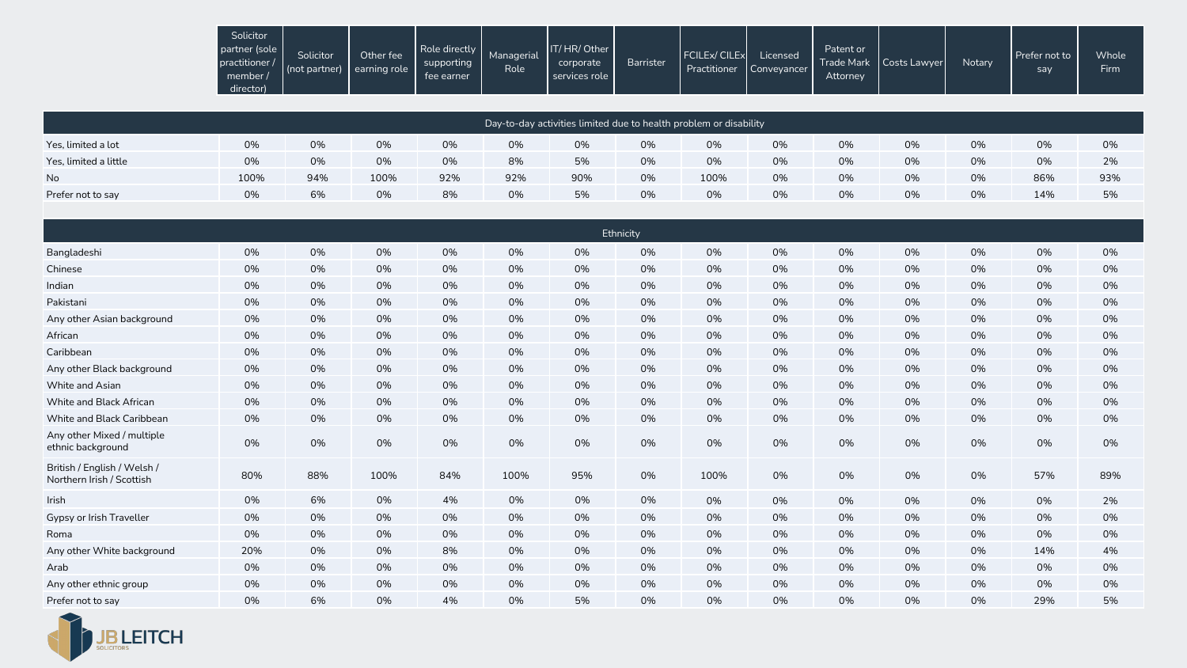| | Solicitor partner (sole practitioner / member / director) | Solicitor (not partner) | Other fee earning role | Role directly supporting fee earner | Managerial Role | IT/ HR/ Other corporate services role | Barrister | FCILEx/ CILEx Practitioner | Licensed Conveyancer | Patent or Trade Mark Attorney | Costs Lawyer | Notary | Prefer not to say | Whole Firm |
|---|---|---|---|---|---|---|---|---|---|---|---|---|---|---|
| **Day-to-day activities limited due to health problem or disability** | | | | | | | | | | | | | | |
| Yes, limited a lot | 0% | 0% | 0% | 0% | 0% | 0% | 0% | 0% | 0% | 0% | 0% | 0% | 0% | 0% |
| Yes, limited a little | 0% | 0% | 0% | 0% | 8% | 5% | 0% | 0% | 0% | 0% | 0% | 0% | 0% | 2% |
| No | 100% | 94% | 100% | 92% | 92% | 90% | 0% | 100% | 0% | 0% | 0% | 0% | 86% | 93% |
| Prefer not to say | 0% | 6% | 0% | 8% | 0% | 5% | 0% | 0% | 0% | 0% | 0% | 0% | 14% | 5% |
| **Ethnicity** | | | | | | | | | | | | | | |
| Bangladeshi | 0% | 0% | 0% | 0% | 0% | 0% | 0% | 0% | 0% | 0% | 0% | 0% | 0% | 0% |
| Chinese | 0% | 0% | 0% | 0% | 0% | 0% | 0% | 0% | 0% | 0% | 0% | 0% | 0% | 0% |
| Indian | 0% | 0% | 0% | 0% | 0% | 0% | 0% | 0% | 0% | 0% | 0% | 0% | 0% | 0% |
| Pakistani | 0% | 0% | 0% | 0% | 0% | 0% | 0% | 0% | 0% | 0% | 0% | 0% | 0% | 0% |
| Any other Asian background | 0% | 0% | 0% | 0% | 0% | 0% | 0% | 0% | 0% | 0% | 0% | 0% | 0% | 0% |
| African | 0% | 0% | 0% | 0% | 0% | 0% | 0% | 0% | 0% | 0% | 0% | 0% | 0% | 0% |
| Caribbean | 0% | 0% | 0% | 0% | 0% | 0% | 0% | 0% | 0% | 0% | 0% | 0% | 0% | 0% |
| Any other Black background | 0% | 0% | 0% | 0% | 0% | 0% | 0% | 0% | 0% | 0% | 0% | 0% | 0% | 0% |
| White and Asian | 0% | 0% | 0% | 0% | 0% | 0% | 0% | 0% | 0% | 0% | 0% | 0% | 0% | 0% |
| White and Black African | 0% | 0% | 0% | 0% | 0% | 0% | 0% | 0% | 0% | 0% | 0% | 0% | 0% | 0% |
| White and Black Caribbean | 0% | 0% | 0% | 0% | 0% | 0% | 0% | 0% | 0% | 0% | 0% | 0% | 0% | 0% |
| Any other Mixed / multiple ethnic background | 0% | 0% | 0% | 0% | 0% | 0% | 0% | 0% | 0% | 0% | 0% | 0% | 0% | 0% |
| British / English / Welsh / Northern Irish / Scottish | 80% | 88% | 100% | 84% | 100% | 95% | 0% | 100% | 0% | 0% | 0% | 0% | 57% | 89% |
| Irish | 0% | 6% | 0% | 4% | 0% | 0% | 0% | 0% | 0% | 0% | 0% | 0% | 0% | 2% |
| Gypsy or Irish Traveller | 0% | 0% | 0% | 0% | 0% | 0% | 0% | 0% | 0% | 0% | 0% | 0% | 0% | 0% |
| Roma | 0% | 0% | 0% | 0% | 0% | 0% | 0% | 0% | 0% | 0% | 0% | 0% | 0% | 0% |
| Any other White background | 20% | 0% | 0% | 8% | 0% | 0% | 0% | 0% | 0% | 0% | 0% | 0% | 14% | 4% |
| Arab | 0% | 0% | 0% | 0% | 0% | 0% | 0% | 0% | 0% | 0% | 0% | 0% | 0% | 0% |
| Any other ethnic group | 0% | 0% | 0% | 0% | 0% | 0% | 0% | 0% | 0% | 0% | 0% | 0% | 0% | 0% |
| Prefer not to say | 0% | 6% | 0% | 4% | 0% | 5% | 0% | 0% | 0% | 0% | 0% | 0% | 29% | 5% |

JB LEITCH SOLICITORS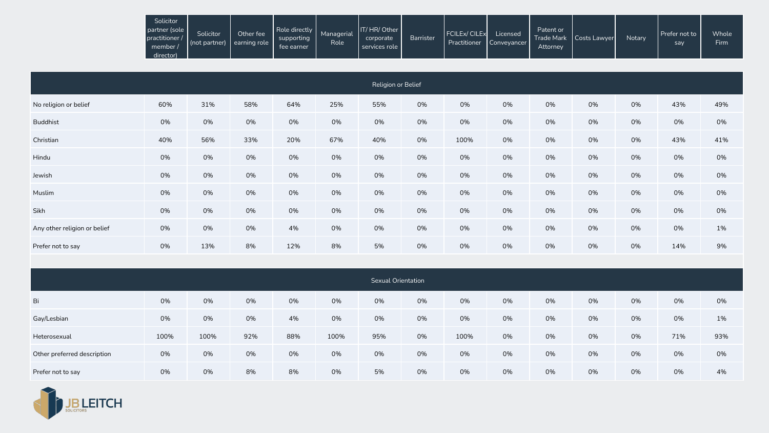| | Solicitor partner (sole practitioner / member / director) | Solicitor (not partner) | Other fee earning role | Role directly supporting fee earner | Managerial Role | IT/ HR/ Other corporate services role | Barrister | FCILEx/ CILEx Practitioner | Licensed Conveyancer | Patent or Trade Mark Attorney | Costs Lawyer | Notary | Prefer not to say | Whole Firm |
|---|---|---|---|---|---|---|---|---|---|---|---|---|---|---|
| **Religion or Belief** | | | | | | | | | | | | | | |
| No religion or belief | 60% | 31% | 58% | 64% | 25% | 55% | 0% | 0% | 0% | 0% | 0% | 0% | 43% | 49% |
| Buddhist | 0% | 0% | 0% | 0% | 0% | 0% | 0% | 0% | 0% | 0% | 0% | 0% | 0% | 0% |
| Christian | 40% | 56% | 33% | 20% | 67% | 40% | 0% | 100% | 0% | 0% | 0% | 0% | 43% | 41% |
| Hindu | 0% | 0% | 0% | 0% | 0% | 0% | 0% | 0% | 0% | 0% | 0% | 0% | 0% | 0% |
| Jewish | 0% | 0% | 0% | 0% | 0% | 0% | 0% | 0% | 0% | 0% | 0% | 0% | 0% | 0% |
| Muslim | 0% | 0% | 0% | 0% | 0% | 0% | 0% | 0% | 0% | 0% | 0% | 0% | 0% | 0% |
| Sikh | 0% | 0% | 0% | 0% | 0% | 0% | 0% | 0% | 0% | 0% | 0% | 0% | 0% | 0% |
| Any other religion or belief | 0% | 0% | 0% | 4% | 0% | 0% | 0% | 0% | 0% | 0% | 0% | 0% | 0% | 1% |
| Prefer not to say | 0% | 13% | 8% | 12% | 8% | 5% | 0% | 0% | 0% | 0% | 0% | 0% | 14% | 9% |
| **Sexual Orientation** | | | | | | | | | | | | | | |
| Bi | 0% | 0% | 0% | 0% | 0% | 0% | 0% | 0% | 0% | 0% | 0% | 0% | 0% | 0% |
| Gay/Lesbian | 0% | 0% | 0% | 4% | 0% | 0% | 0% | 0% | 0% | 0% | 0% | 0% | 0% | 1% |
| Heterosexual | 100% | 100% | 92% | 88% | 100% | 95% | 0% | 100% | 0% | 0% | 0% | 0% | 71% | 93% |
| Other preferred description | 0% | 0% | 0% | 0% | 0% | 0% | 0% | 0% | 0% | 0% | 0% | 0% | 0% | 0% |
| Prefer not to say | 0% | 0% | 8% | 8% | 0% | 5% | 0% | 0% | 0% | 0% | 0% | 0% | 0% | 4% |

JB LEITCH SOLICITORS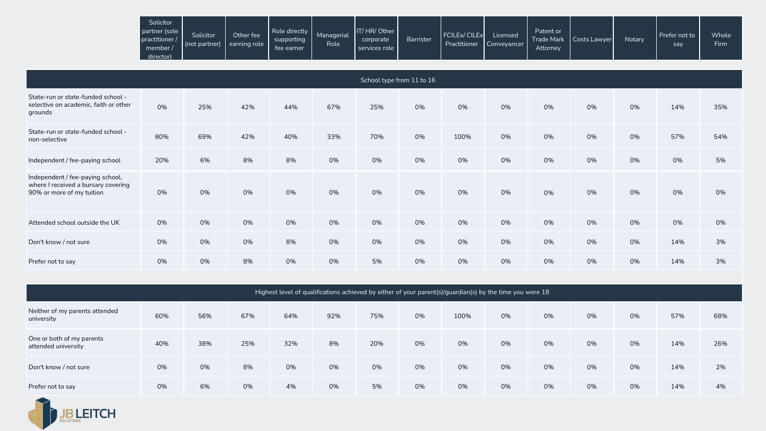| | Solicitor partner (sole practitioner / member / director) | Solicitor (not partner) | Other fee earning role | Role directly supporting fee earner | Managerial Role | IT/ HR/ Other corporate services role | Barrister | FCILEx/ CILEx Practitioner | Licensed Conveyancer | Patent or Trade Mark Attorney | Costs Lawyer | Notary | Prefer not to say | Whole Firm |
|---|---|---|---|---|---|---|---|---|---|---|---|---|---|---|
| **School type from 11 to 16** | | | | | | | | | | | | | | |
| State-run or state-funded school - selective on academic, faith or other grounds | 0% | 25% | 42% | 44% | 67% | 25% | 0% | 0% | 0% | 0% | 0% | 0% | 14% | 35% |
| State-run or state-funded school - non-selective | 80% | 69% | 42% | 40% | 33% | 70% | 0% | 100% | 0% | 0% | 0% | 0% | 57% | 54% |
| Independent / fee-paying school | 20% | 6% | 8% | 8% | 0% | 0% | 0% | 0% | 0% | 0% | 0% | 0% | 0% | 5% |
| Independent / fee-paying school, where I received a bursary covering 90% or more of my tuition | 0% | 0% | 0% | 0% | 0% | 0% | 0% | 0% | 0% | 0% | 0% | 0% | 0% | 0% |
| Attended school outside the UK | 0% | 0% | 0% | 0% | 0% | 0% | 0% | 0% | 0% | 0% | 0% | 0% | 0% | 0% |
| Don't know / not sure | 0% | 0% | 0% | 8% | 0% | 0% | 0% | 0% | 0% | 0% | 0% | 0% | 14% | 3% |
| Prefer not to say | 0% | 0% | 8% | 0% | 0% | 5% | 0% | 0% | 0% | 0% | 0% | 0% | 14% | 3% |
| **Highest level of qualifications achieved by either of your parent(s)/guardian(s) by the time you were 18** | | | | | | | | | | | | | | |
| Neither of my parents attended university | 60% | 56% | 67% | 64% | 92% | 75% | 0% | 100% | 0% | 0% | 0% | 0% | 57% | 68% |
| One or both of my parents attended university | 40% | 38% | 25% | 32% | 8% | 20% | 0% | 0% | 0% | 0% | 0% | 0% | 14% | 26% |
| Don't know / not sure | 0% | 0% | 8% | 0% | 0% | 0% | 0% | 0% | 0% | 0% | 0% | 0% | 14% | 2% |
| Prefer not to say | 0% | 6% | 0% | 4% | 0% | 5% | 0% | 0% | 0% | 0% | 0% | 0% | 14% | 4% |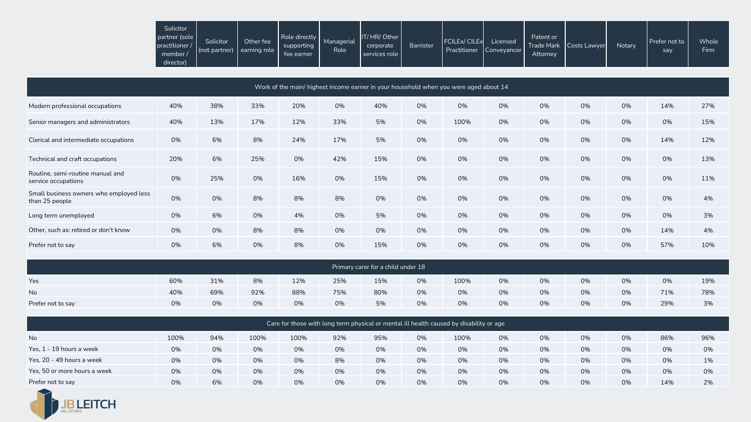| | Solicitor partner (sole practitioner / member / director) | Solicitor (not partner) | Other fee earning role | Role directly supporting fee earner | Managerial Role | IT/ HR/ Other corporate services role | Barrister | FCILEx/ CILEx Practitioner | Licensed Conveyancer | Patent or Trade Mark Attorney | Costs Lawyer | Notary | Prefer not to say | Whole Firm |
|---|---|---|---|---|---|---|---|---|---|---|---|---|---|---|
| **Work of the main/ highest income earner in your household when you were aged about 14** | | | | | | | | | | | | | | |
| Modern professional occupations | 40% | 38% | 33% | 20% | 0% | 40% | 0% | 0% | 0% | 0% | 0% | 0% | 14% | 27% |
| Senior managers and administrators | 40% | 13% | 17% | 12% | 33% | 5% | 0% | 100% | 0% | 0% | 0% | 0% | 0% | 15% |
| Clerical and intermediate occupations | 0% | 6% | 8% | 24% | 17% | 5% | 0% | 0% | 0% | 0% | 0% | 0% | 14% | 12% |
| Technical and craft occupations | 20% | 6% | 25% | 0% | 42% | 15% | 0% | 0% | 0% | 0% | 0% | 0% | 0% | 13% |
| Routine, semi-routine manual and service occupations | 0% | 25% | 0% | 16% | 0% | 15% | 0% | 0% | 0% | 0% | 0% | 0% | 0% | 11% |
| Small business owners who employed less than 25 people | 0% | 0% | 8% | 8% | 8% | 0% | 0% | 0% | 0% | 0% | 0% | 0% | 0% | 4% |
| Long term unemployed | 0% | 6% | 0% | 4% | 0% | 5% | 0% | 0% | 0% | 0% | 0% | 0% | 0% | 3% |
| Other, such as: retired or don't know | 0% | 0% | 8% | 8% | 0% | 0% | 0% | 0% | 0% | 0% | 0% | 0% | 14% | 4% |
| Prefer not to say | 0% | 6% | 0% | 8% | 0% | 15% | 0% | 0% | 0% | 0% | 0% | 0% | 57% | 10% |
| **Primary carer for a child under 18** | | | | | | | | | | | | | | |
| Yes | 60% | 31% | 8% | 12% | 25% | 15% | 0% | 100% | 0% | 0% | 0% | 0% | 0% | 19% |
| No | 40% | 69% | 92% | 88% | 75% | 80% | 0% | 0% | 0% | 0% | 0% | 0% | 71% | 78% |
| Prefer not to say | 0% | 0% | 0% | 0% | 0% | 5% | 0% | 0% | 0% | 0% | 0% | 0% | 29% | 3% |
| **Care for those with long term physical or mental ill health caused by disability or age** | | | | | | | | | | | | | | |
| No | 100% | 94% | 100% | 100% | 92% | 95% | 0% | 100% | 0% | 0% | 0% | 0% | 86% | 96% |
| Yes, 1 - 19 hours a week | 0% | 0% | 0% | 0% | 0% | 0% | 0% | 0% | 0% | 0% | 0% | 0% | 0% | 0% |
| Yes, 20 - 49 hours a week | 0% | 0% | 0% | 0% | 8% | 0% | 0% | 0% | 0% | 0% | 0% | 0% | 0% | 1% |
| Yes, 50 or more hours a week | 0% | 0% | 0% | 0% | 0% | 0% | 0% | 0% | 0% | 0% | 0% | 0% | 0% | 0% |
| Prefer not to say | 0% | 6% | 0% | 0% | 0% | 0% | 0% | 0% | 0% | 0% | 0% | 0% | 14% | 2% |

JB LEITCH SOLICITORS